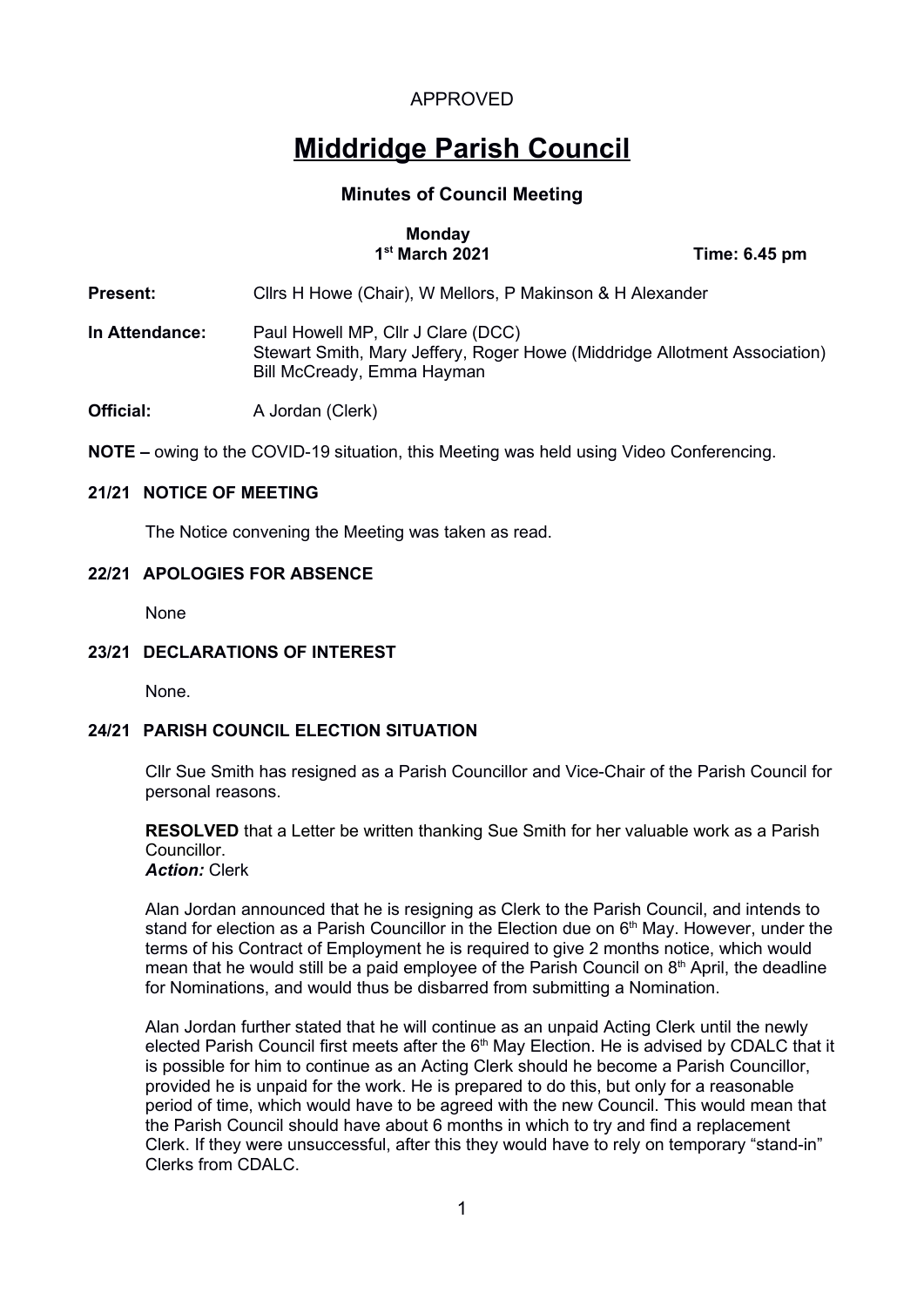APPROVED

# Middridge Parish Council

## Minutes of Council Meeting

**Monday**
**1st March 2021** **Time: 6.45 pm**

**Present:** Cllrs H Howe (Chair), W Mellors, P Makinson & H Alexander

**In Attendance:** Paul Howell MP, Cllr J Clare (DCC)
Stewart Smith, Mary Jeffery, Roger Howe (Middridge Allotment Association)
Bill McCready, Emma Hayman

**Official:** A Jordan (Clerk)

**NOTE –** owing to the COVID-19 situation, this Meeting was held using Video Conferencing.

### 21/21 NOTICE OF MEETING

The Notice convening the Meeting was taken as read.

### 22/21 APOLOGIES FOR ABSENCE

None

### 23/21 DECLARATIONS OF INTEREST

None.

### 24/21 PARISH COUNCIL ELECTION SITUATION

Cllr Sue Smith has resigned as a Parish Councillor and Vice-Chair of the Parish Council for personal reasons.

**RESOLVED** that a Letter be written thanking Sue Smith for her valuable work as a Parish Councillor.
***Action:*** Clerk

Alan Jordan announced that he is resigning as Clerk to the Parish Council, and intends to stand for election as a Parish Councillor in the Election due on 6th May. However, under the terms of his Contract of Employment he is required to give 2 months notice, which would mean that he would still be a paid employee of the Parish Council on 8th April, the deadline for Nominations, and would thus be disbarred from submitting a Nomination.

Alan Jordan further stated that he will continue as an unpaid Acting Clerk until the newly elected Parish Council first meets after the 6th May Election. He is advised by CDALC that it is possible for him to continue as an Acting Clerk should he become a Parish Councillor, provided he is unpaid for the work. He is prepared to do this, but only for a reasonable period of time, which would have to be agreed with the new Council. This would mean that the Parish Council should have about 6 months in which to try and find a replacement Clerk. If they were unsuccessful, after this they would have to rely on temporary "stand-in" Clerks from CDALC.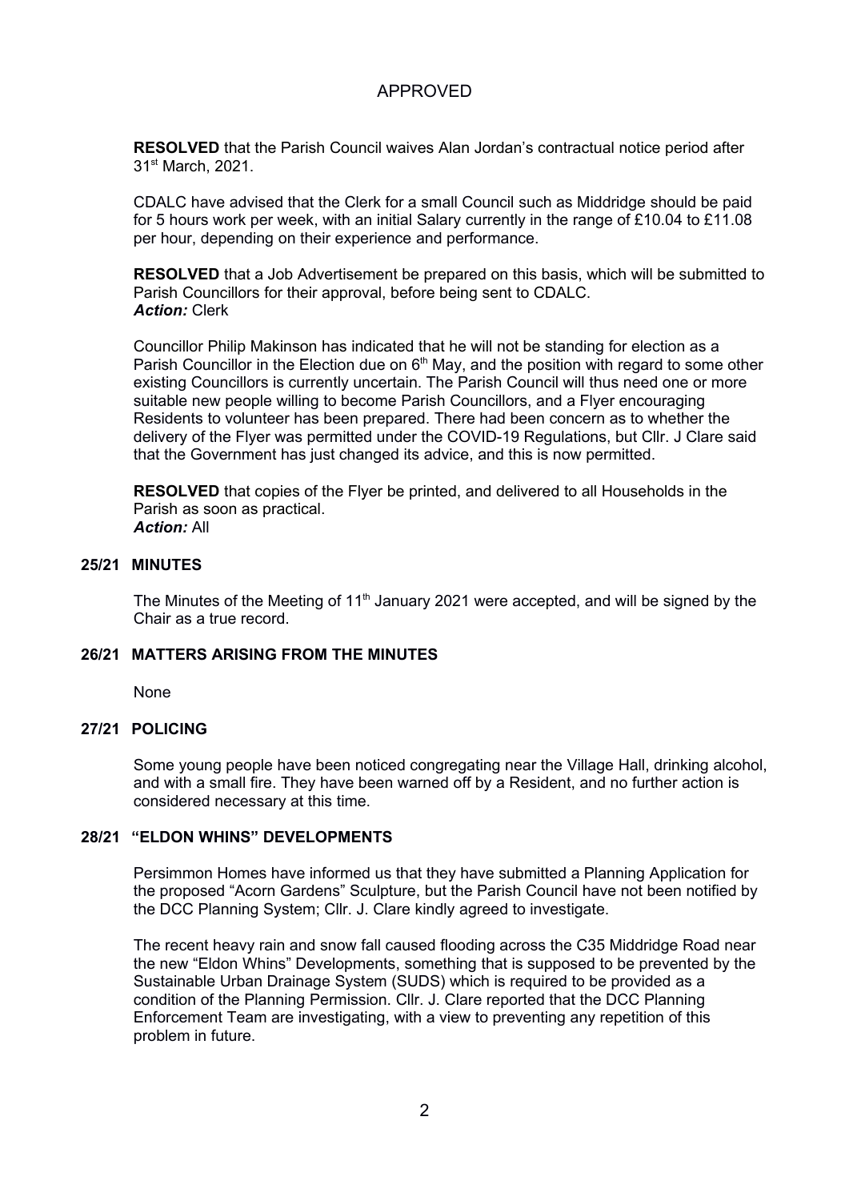APPROVED

**RESOLVED** that the Parish Council waives Alan Jordan's contractual notice period after 31st March, 2021.

CDALC have advised that the Clerk for a small Council such as Middridge should be paid for 5 hours work per week, with an initial Salary currently in the range of £10.04 to £11.08 per hour, depending on their experience and performance.

**RESOLVED** that a Job Advertisement be prepared on this basis, which will be submitted to Parish Councillors for their approval, before being sent to CDALC.
***Action:*** Clerk

Councillor Philip Makinson has indicated that he will not be standing for election as a Parish Councillor in the Election due on 6th May, and the position with regard to some other existing Councillors is currently uncertain. The Parish Council will thus need one or more suitable new people willing to become Parish Councillors, and a Flyer encouraging Residents to volunteer has been prepared. There had been concern as to whether the delivery of the Flyer was permitted under the COVID-19 Regulations, but Cllr. J Clare said that the Government has just changed its advice, and this is now permitted.

**RESOLVED** that copies of the Flyer be printed, and delivered to all Households in the Parish as soon as practical.
***Action:*** All

**25/21 MINUTES**

The Minutes of the Meeting of 11th January 2021 were accepted, and will be signed by the Chair as a true record.

**26/21 MATTERS ARISING FROM THE MINUTES**

None

**27/21 POLICING**

Some young people have been noticed congregating near the Village Hall, drinking alcohol, and with a small fire. They have been warned off by a Resident, and no further action is considered necessary at this time.

**28/21 "ELDON WHINS" DEVELOPMENTS**

Persimmon Homes have informed us that they have submitted a Planning Application for the proposed "Acorn Gardens" Sculpture, but the Parish Council have not been notified by the DCC Planning System; Cllr. J. Clare kindly agreed to investigate.

The recent heavy rain and snow fall caused flooding across the C35 Middridge Road near the new "Eldon Whins" Developments, something that is supposed to be prevented by the Sustainable Urban Drainage System (SUDS) which is required to be provided as a condition of the Planning Permission. Cllr. J. Clare reported that the DCC Planning Enforcement Team are investigating, with a view to preventing any repetition of this problem in future.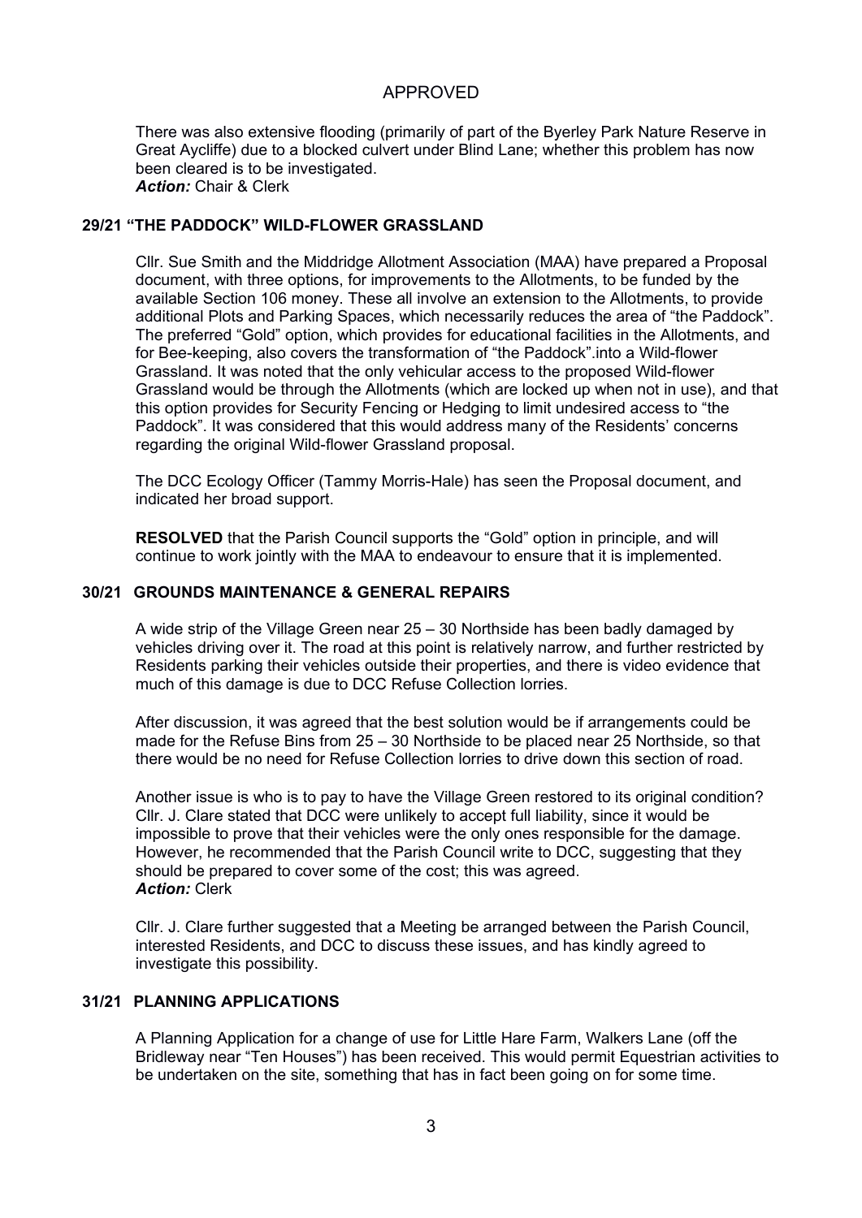APPROVED

There was also extensive flooding (primarily of part of the Byerley Park Nature Reserve in Great Aycliffe) due to a blocked culvert under Blind Lane; whether this problem has now been cleared is to be investigated.
***Action:*** Chair & Clerk

**29/21 "THE PADDOCK" WILD-FLOWER GRASSLAND**

Cllr. Sue Smith and the Middridge Allotment Association (MAA) have prepared a Proposal document, with three options, for improvements to the Allotments, to be funded by the available Section 106 money. These all involve an extension to the Allotments, to provide additional Plots and Parking Spaces, which necessarily reduces the area of "the Paddock". The preferred "Gold" option, which provides for educational facilities in the Allotments, and for Bee-keeping, also covers the transformation of "the Paddock".into a Wild-flower Grassland. It was noted that the only vehicular access to the proposed Wild-flower Grassland would be through the Allotments (which are locked up when not in use), and that this option provides for Security Fencing or Hedging to limit undesired access to "the Paddock". It was considered that this would address many of the Residents' concerns regarding the original Wild-flower Grassland proposal.

The DCC Ecology Officer (Tammy Morris-Hale) has seen the Proposal document, and indicated her broad support.

**RESOLVED** that the Parish Council supports the "Gold" option in principle, and will continue to work jointly with the MAA to endeavour to ensure that it is implemented.

**30/21 GROUNDS MAINTENANCE & GENERAL REPAIRS**

A wide strip of the Village Green near 25 – 30 Northside has been badly damaged by vehicles driving over it. The road at this point is relatively narrow, and further restricted by Residents parking their vehicles outside their properties, and there is video evidence that much of this damage is due to DCC Refuse Collection lorries.

After discussion, it was agreed that the best solution would be if arrangements could be made for the Refuse Bins from 25 – 30 Northside to be placed near 25 Northside, so that there would be no need for Refuse Collection lorries to drive down this section of road.

Another issue is who is to pay to have the Village Green restored to its original condition? Cllr. J. Clare stated that DCC were unlikely to accept full liability, since it would be impossible to prove that their vehicles were the only ones responsible for the damage. However, he recommended that the Parish Council write to DCC, suggesting that they should be prepared to cover some of the cost; this was agreed.
***Action:*** Clerk

Cllr. J. Clare further suggested that a Meeting be arranged between the Parish Council, interested Residents, and DCC to discuss these issues, and has kindly agreed to investigate this possibility.

**31/21 PLANNING APPLICATIONS**

A Planning Application for a change of use for Little Hare Farm, Walkers Lane (off the Bridleway near "Ten Houses") has been received. This would permit Equestrian activities to be undertaken on the site, something that has in fact been going on for some time.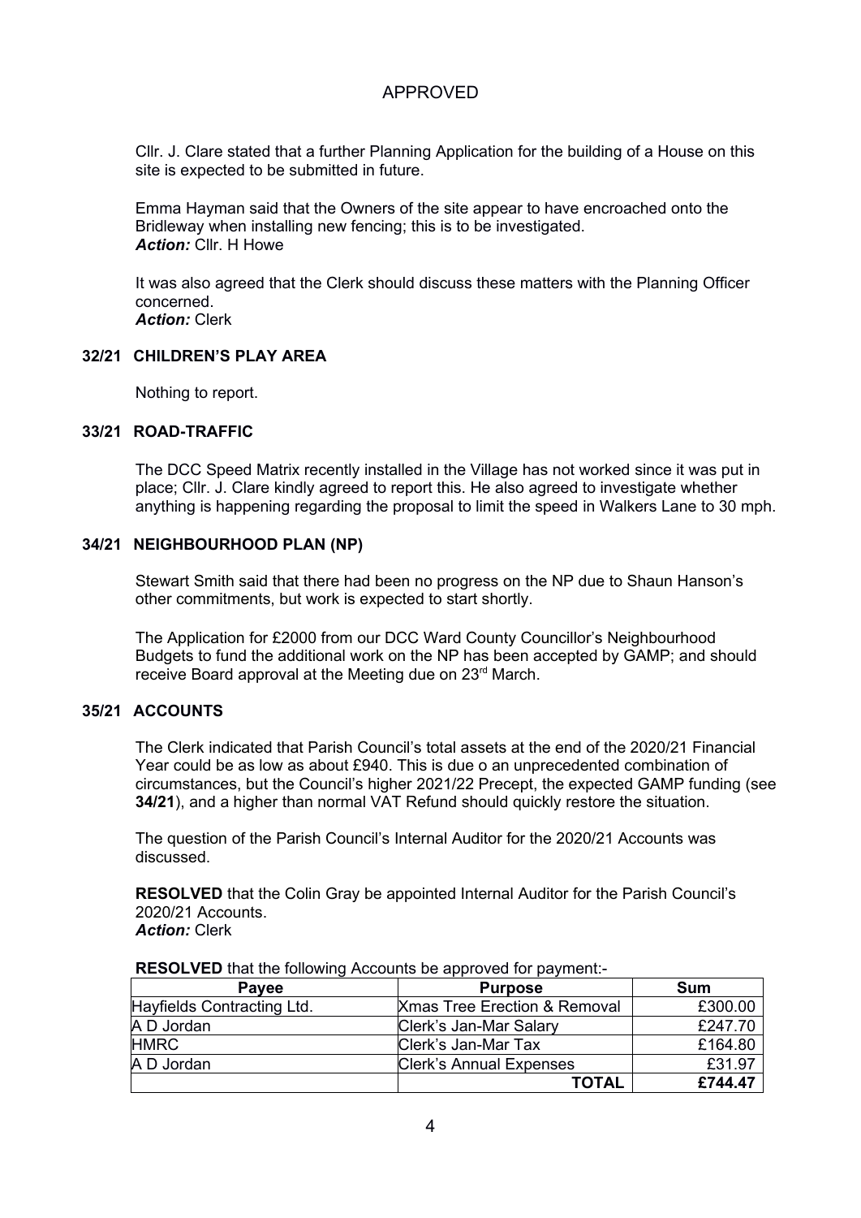APPROVED

Cllr. J. Clare stated that a further Planning Application for the building of a House on this site is expected to be submitted in future.

Emma Hayman said that the Owners of the site appear to have encroached onto the Bridleway when installing new fencing; this is to be investigated.
***Action:*** Cllr. H Howe

It was also agreed that the Clerk should discuss these matters with the Planning Officer concerned.
***Action:*** Clerk

**32/21 CHILDREN'S PLAY AREA**

Nothing to report.

**33/21 ROAD-TRAFFIC**

The DCC Speed Matrix recently installed in the Village has not worked since it was put in place; Cllr. J. Clare kindly agreed to report this. He also agreed to investigate whether anything is happening regarding the proposal to limit the speed in Walkers Lane to 30 mph.

**34/21 NEIGHBOURHOOD PLAN (NP)**

Stewart Smith said that there had been no progress on the NP due to Shaun Hanson's other commitments, but work is expected to start shortly.

The Application for £2000 from our DCC Ward County Councillor's Neighbourhood Budgets to fund the additional work on the NP has been accepted by GAMP; and should receive Board approval at the Meeting due on 23rd March.

**35/21 ACCOUNTS**

The Clerk indicated that Parish Council's total assets at the end of the 2020/21 Financial Year could be as low as about £940. This is due o an unprecedented combination of circumstances, but the Council's higher 2021/22 Precept, the expected GAMP funding (see **34/21**), and a higher than normal VAT Refund should quickly restore the situation.

The question of the Parish Council's Internal Auditor for the 2020/21 Accounts was discussed.

**RESOLVED** that the Colin Gray be appointed Internal Auditor for the Parish Council's 2020/21 Accounts.
***Action:*** Clerk

**RESOLVED** that the following Accounts be approved for payment:-

| Payee | Purpose | Sum |
|---|---|---|
| Hayfields Contracting Ltd. | Xmas Tree Erection & Removal | £300.00 |
| A D Jordan | Clerk's Jan-Mar Salary | £247.70 |
| HMRC | Clerk's Jan-Mar Tax | £164.80 |
| A D Jordan | Clerk's Annual Expenses | £31.97 |
| | **TOTAL** | **£744.47** |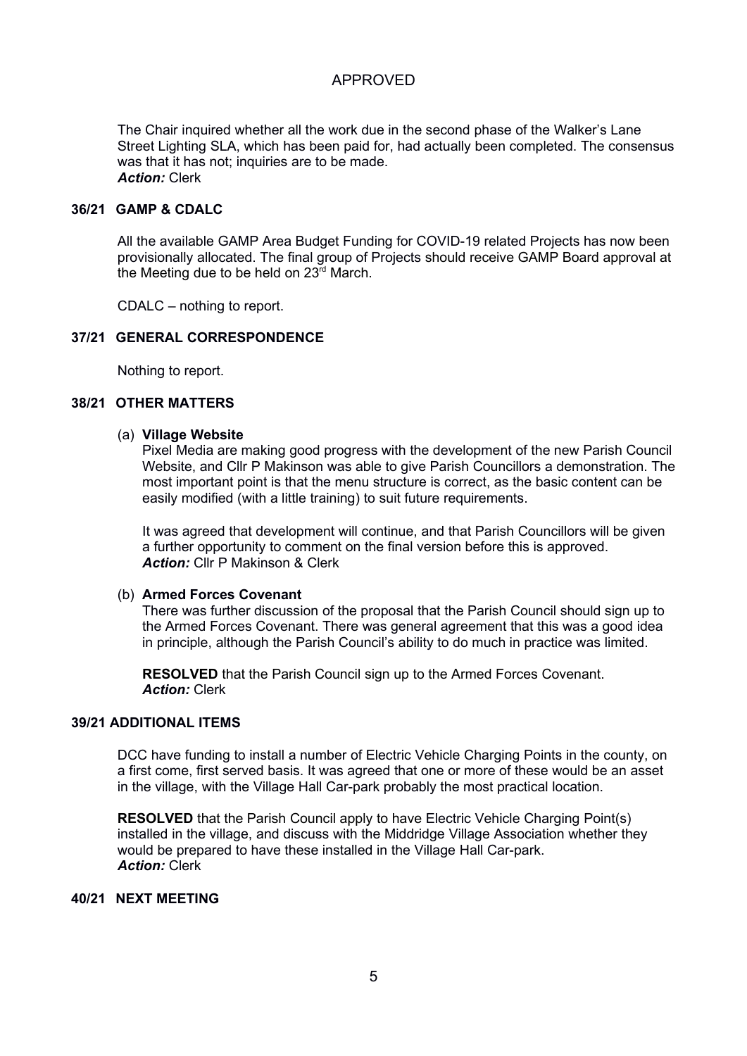APPROVED

The Chair inquired whether all the work due in the second phase of the Walker's Lane Street Lighting SLA, which has been paid for, had actually been completed. The consensus was that it has not; inquiries are to be made.
***Action:*** Clerk

### 36/21 GAMP & CDALC

All the available GAMP Area Budget Funding for COVID-19 related Projects has now been provisionally allocated. The final group of Projects should receive GAMP Board approval at the Meeting due to be held on 23rd March.

CDALC – nothing to report.

### 37/21 GENERAL CORRESPONDENCE

Nothing to report.

### 38/21 OTHER MATTERS

(a) **Village Website**
Pixel Media are making good progress with the development of the new Parish Council Website, and Cllr P Makinson was able to give Parish Councillors a demonstration. The most important point is that the menu structure is correct, as the basic content can be easily modified (with a little training) to suit future requirements.

It was agreed that development will continue, and that Parish Councillors will be given a further opportunity to comment on the final version before this is approved.
***Action:*** Cllr P Makinson & Clerk

(b) **Armed Forces Covenant**
There was further discussion of the proposal that the Parish Council should sign up to the Armed Forces Covenant. There was general agreement that this was a good idea in principle, although the Parish Council's ability to do much in practice was limited.

**RESOLVED** that the Parish Council sign up to the Armed Forces Covenant.
***Action:*** Clerk

### 39/21 ADDITIONAL ITEMS

DCC have funding to install a number of Electric Vehicle Charging Points in the county, on a first come, first served basis. It was agreed that one or more of these would be an asset in the village, with the Village Hall Car-park probably the most practical location.

**RESOLVED** that the Parish Council apply to have Electric Vehicle Charging Point(s) installed in the village, and discuss with the Middridge Village Association whether they would be prepared to have these installed in the Village Hall Car-park.
***Action:*** Clerk

### 40/21 NEXT MEETING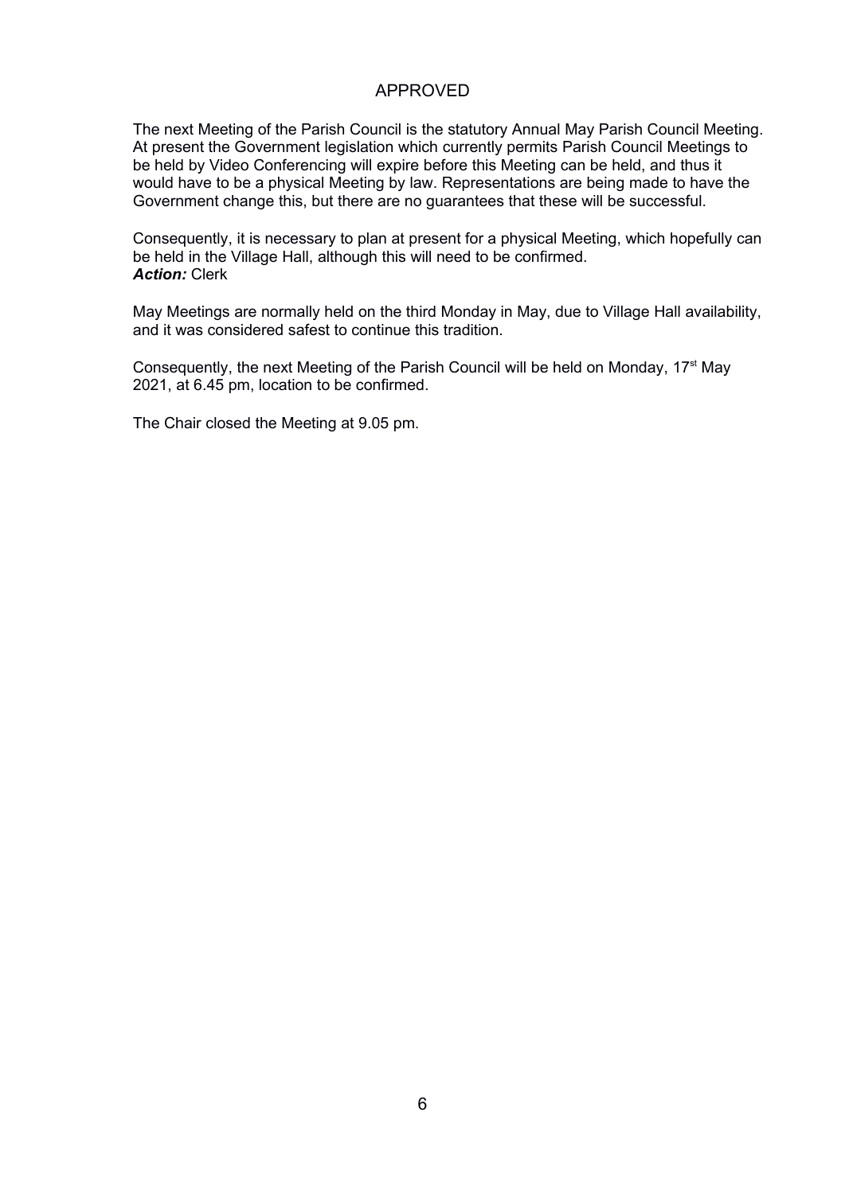APPROVED

The next Meeting of the Parish Council is the statutory Annual May Parish Council Meeting. At present the Government legislation which currently permits Parish Council Meetings to be held by Video Conferencing will expire before this Meeting can be held, and thus it would have to be a physical Meeting by law. Representations are being made to have the Government change this, but there are no guarantees that these will be successful.

Consequently, it is necessary to plan at present for a physical Meeting, which hopefully can be held in the Village Hall, although this will need to be confirmed.
***Action:*** Clerk

May Meetings are normally held on the third Monday in May, due to Village Hall availability, and it was considered safest to continue this tradition.

Consequently, the next Meeting of the Parish Council will be held on Monday, 17st May 2021, at 6.45 pm, location to be confirmed.

The Chair closed the Meeting at 9.05 pm.